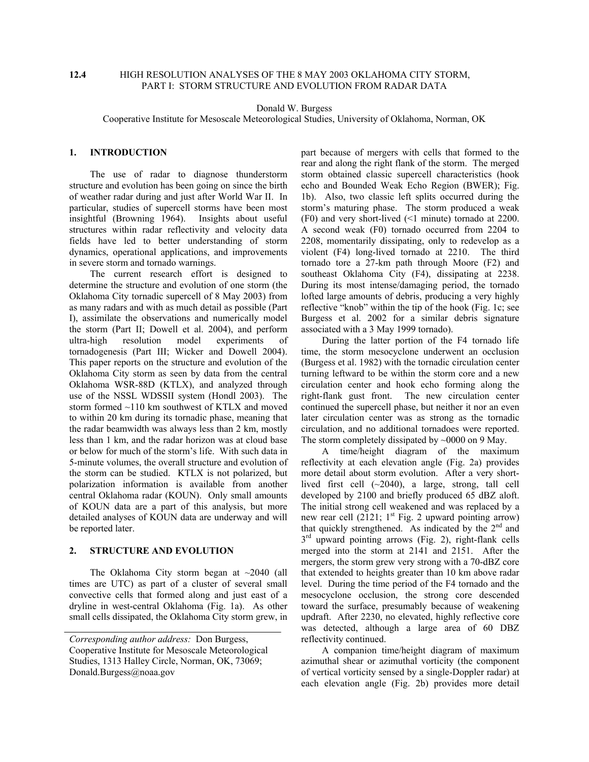**12.4 HIGH RESOLUTION ANALYSES OF THE 8 MAY 2003 OKLAHOMA CITY STORM, PART I: STORM STRUCTURE AND EVOLUTION FROM RADAR DATA**

Donald W. Burgess

Cooperative Institute for Mesoscale Meteorological Studies, University of Oklahoma, Norman, OK

## 1. INTRODUCTION

The use of radar to diagnose thunderstorm structure and evolution has been going on since the birth of weather radar during and just after World War II. In particular, studies of supercell storms have been most insightful (Browning 1964). Insights about useful structures within radar reflectivity and velocity data fields have led to better understanding of storm dynamics, operational applications, and improvements in severe storm and tornado warnings.

The current research effort is designed to determine the structure and evolution of one storm (the Oklahoma City tornadic supercell of 8 May 2003) from as many radars and with as much detail as possible (Part I), assimilate the observations and numerically model the storm (Part II; Dowell et al. 2004), and perform ultra-high resolution model experiments of tornadogenesis (Part III; Wicker and Dowell 2004). This paper reports on the structure and evolution of the Oklahoma City storm as seen by data from the central Oklahoma WSR-88D (KTLX), and analyzed through use of the NSSL WDSSII system (Hondl 2003). The storm formed ~110 km southwest of KTLX and moved to within 20 km during its tornadic phase, meaning that the radar beamwidth was always less than 2 km, mostly less than 1 km, and the radar horizon was at cloud base or below for much of the storm's life. With such data in 5-minute volumes, the overall structure and evolution of the storm can be studied. KTLX is not polarized, but polarization information is available from another central Oklahoma radar (KOUN). Only small amounts of KOUN data are a part of this analysis, but more detailed analyses of KOUN data are underway and will be reported later.

## 2. STRUCTURE AND EVOLUTION

The Oklahoma City storm began at ~2040 (all times are UTC) as part of a cluster of several small convective cells that formed along and just east of a dryline in west-central Oklahoma (Fig. 1a). As other small cells dissipated, the Oklahoma City storm grew, in part because of mergers with cells that formed to the rear and along the right flank of the storm. The merged storm obtained classic supercell characteristics (hook echo and Bounded Weak Echo Region (BWER); Fig. 1b). Also, two classic left splits occurred during the storm's maturing phase. The storm produced a weak (F0) and very short-lived (<1 minute) tornado at 2200. A second weak (F0) tornado occurred from 2204 to 2208, momentarily dissipating, only to redevelop as a violent (F4) long-lived tornado at 2210. The third tornado tore a 27-km path through Moore (F2) and southeast Oklahoma City (F4), dissipating at 2238. During its most intense/damaging period, the tornado lofted large amounts of debris, producing a very highly reflective "knob" within the tip of the hook (Fig. 1c; see Burgess et al. 2002 for a similar debris signature associated with a 3 May 1999 tornado).

During the latter portion of the F4 tornado life time, the storm mesocyclone underwent an occlusion (Burgess et al. 1982) with the tornadic circulation center turning leftward to be within the storm core and a new circulation center and hook echo forming along the right-flank gust front. The new circulation center continued the supercell phase, but neither it nor an even later circulation center was as strong as the tornadic circulation, and no additional tornadoes were reported. The storm completely dissipated by ~0000 on 9 May.

A time/height diagram of the maximum reflectivity at each elevation angle (Fig. 2a) provides more detail about storm evolution. After a very short-lived first cell (~2040), a large, strong, tall cell developed by 2100 and briefly produced 65 dBZ aloft. The initial strong cell weakened and was replaced by a new rear cell (2121; 1st Fig. 2 upward pointing arrow) that quickly strengthened. As indicated by the 2nd and 3rd upward pointing arrows (Fig. 2), right-flank cells merged into the storm at 2141 and 2151. After the mergers, the storm grew very strong with a 70-dBZ core that extended to heights greater than 10 km above radar level. During the time period of the F4 tornado and the mesocyclone occlusion, the strong core descended toward the surface, presumably because of weakening updraft. After 2230, no elevated, highly reflective core was detected, although a large area of 60 DBZ reflectivity continued.

A companion time/height diagram of maximum azimuthal shear or azimuthal vorticity (the component of vertical vorticity sensed by a single-Doppler radar) at each elevation angle (Fig. 2b) provides more detail

---

*Corresponding author address:* Don Burgess, Cooperative Institute for Mesoscale Meteorological Studies, 1313 Halley Circle, Norman, OK, 73069; Donald.Burgess@noaa.gov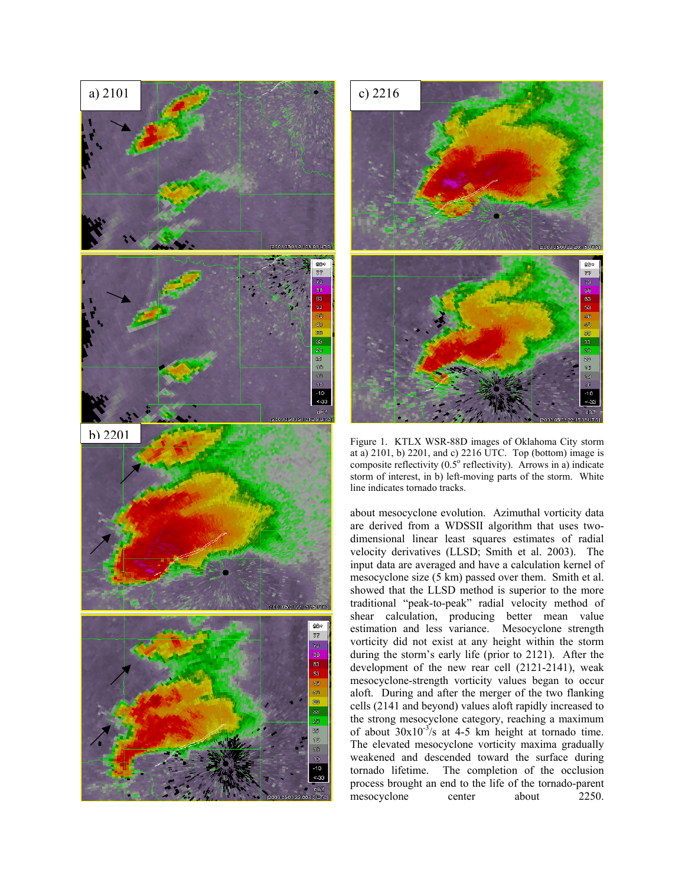Figure 1. KTLX WSR-88D images of Oklahoma City storm at a) 2101, b) 2201, and c) 2216 UTC. Top (bottom) image is composite reflectivity (0.5° reflectivity). Arrows in a) indicate storm of interest, in b) left-moving parts of the storm. White line indicates tornado tracks.

about mesocyclone evolution. Azimuthal vorticity data are derived from a WDSSII algorithm that uses two-dimensional linear least squares estimates of radial velocity derivatives (LLSD; Smith et al. 2003). The input data are averaged and have a calculation kernel of mesocyclone size (5 km) passed over them. Smith et al. showed that the LLSD method is superior to the more traditional "peak-to-peak" radial velocity method of shear calculation, producing better mean value estimation and less variance. Mesocyclone strength vorticity did not exist at any height within the storm during the storm's early life (prior to 2121). After the development of the new rear cell (2121-2141), weak mesocyclone-strength vorticity values began to occur aloft. During and after the merger of the two flanking cells (2141 and beyond) values aloft rapidly increased to the strong mesocyclone category, reaching a maximum of about $30\times10^{-3}$/s at 4-5 km height at tornado time. The elevated mesocyclone vorticity maxima gradually weakened and descended toward the surface during tornado lifetime. The completion of the occlusion process brought an end to the life of the tornado-parent mesocyclone center about 2250.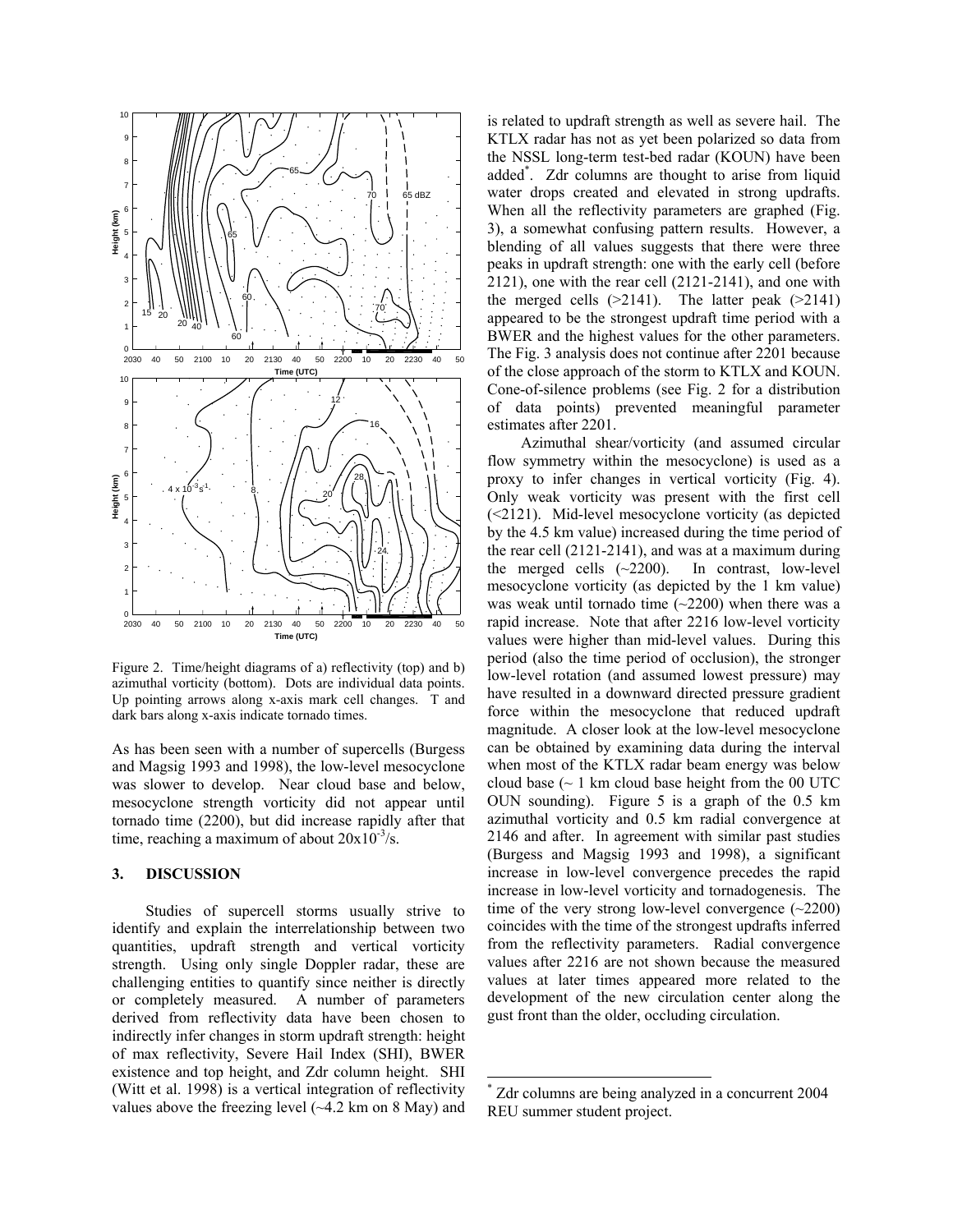Figure 2. Time/height diagrams of a) reflectivity (top) and b) azimuthal vorticity (bottom). Dots are individual data points. Up pointing arrows along x-axis mark cell changes. T and dark bars along x-axis indicate tornado times.

As has been seen with a number of supercells (Burgess and Magsig 1993 and 1998), the low-level mesocyclone was slower to develop. Near cloud base and below, mesocyclone strength vorticity did not appear until tornado time (2200), but did increase rapidly after that time, reaching a maximum of about $20x10^{-3}$/s.

## 3. DISCUSSION

Studies of supercell storms usually strive to identify and explain the interrelationship between two quantities, updraft strength and vertical vorticity strength. Using only single Doppler radar, these are challenging entities to quantify since neither is directly or completely measured. A number of parameters derived from reflectivity data have been chosen to indirectly infer changes in storm updraft strength: height of max reflectivity, Severe Hail Index (SHI), BWER existence and top height, and Zdr column height. SHI (Witt et al. 1998) is a vertical integration of reflectivity values above the freezing level (~4.2 km on 8 May) and is related to updraft strength as well as severe hail. The KTLX radar has not as yet been polarized so data from the NSSL long-term test-bed radar (KOUN) have been added*. Zdr columns are thought to arise from liquid water drops created and elevated in strong updrafts. When all the reflectivity parameters are graphed (Fig. 3), a somewhat confusing pattern results. However, a blending of all values suggests that there were three peaks in updraft strength: one with the early cell (before 2121), one with the rear cell (2121-2141), and one with the merged cells (>2141). The latter peak (>2141) appeared to be the strongest updraft time period with a BWER and the highest values for the other parameters. The Fig. 3 analysis does not continue after 2201 because of the close approach of the storm to KTLX and KOUN. Cone-of-silence problems (see Fig. 2 for a distribution of data points) prevented meaningful parameter estimates after 2201.

Azimuthal shear/vorticity (and assumed circular flow symmetry within the mesocyclone) is used as a proxy to infer changes in vertical vorticity (Fig. 4). Only weak vorticity was present with the first cell (<2121). Mid-level mesocyclone vorticity (as depicted by the 4.5 km value) increased during the time period of the rear cell (2121-2141), and was at a maximum during the merged cells (~2200). In contrast, low-level mesocyclone vorticity (as depicted by the 1 km value) was weak until tornado time (~2200) when there was a rapid increase. Note that after 2216 low-level vorticity values were higher than mid-level values. During this period (also the time period of occlusion), the stronger low-level rotation (and assumed lowest pressure) may have resulted in a downward directed pressure gradient force within the mesocyclone that reduced updraft magnitude. A closer look at the low-level mesocyclone can be obtained by examining data during the interval when most of the KTLX radar beam energy was below cloud base (~ 1 km cloud base height from the 00 UTC OUN sounding). Figure 5 is a graph of the 0.5 km azimuthal vorticity and 0.5 km radial convergence at 2146 and after. In agreement with similar past studies (Burgess and Magsig 1993 and 1998), a significant increase in low-level convergence precedes the rapid increase in low-level vorticity and tornadogenesis. The time of the very strong low-level convergence (~2200) coincides with the time of the strongest updrafts inferred from the reflectivity parameters. Radial convergence values after 2216 are not shown because the measured values at later times appeared more related to the development of the new circulation center along the gust front than the older, occluding circulation.

* Zdr columns are being analyzed in a concurrent 2004 REU summer student project.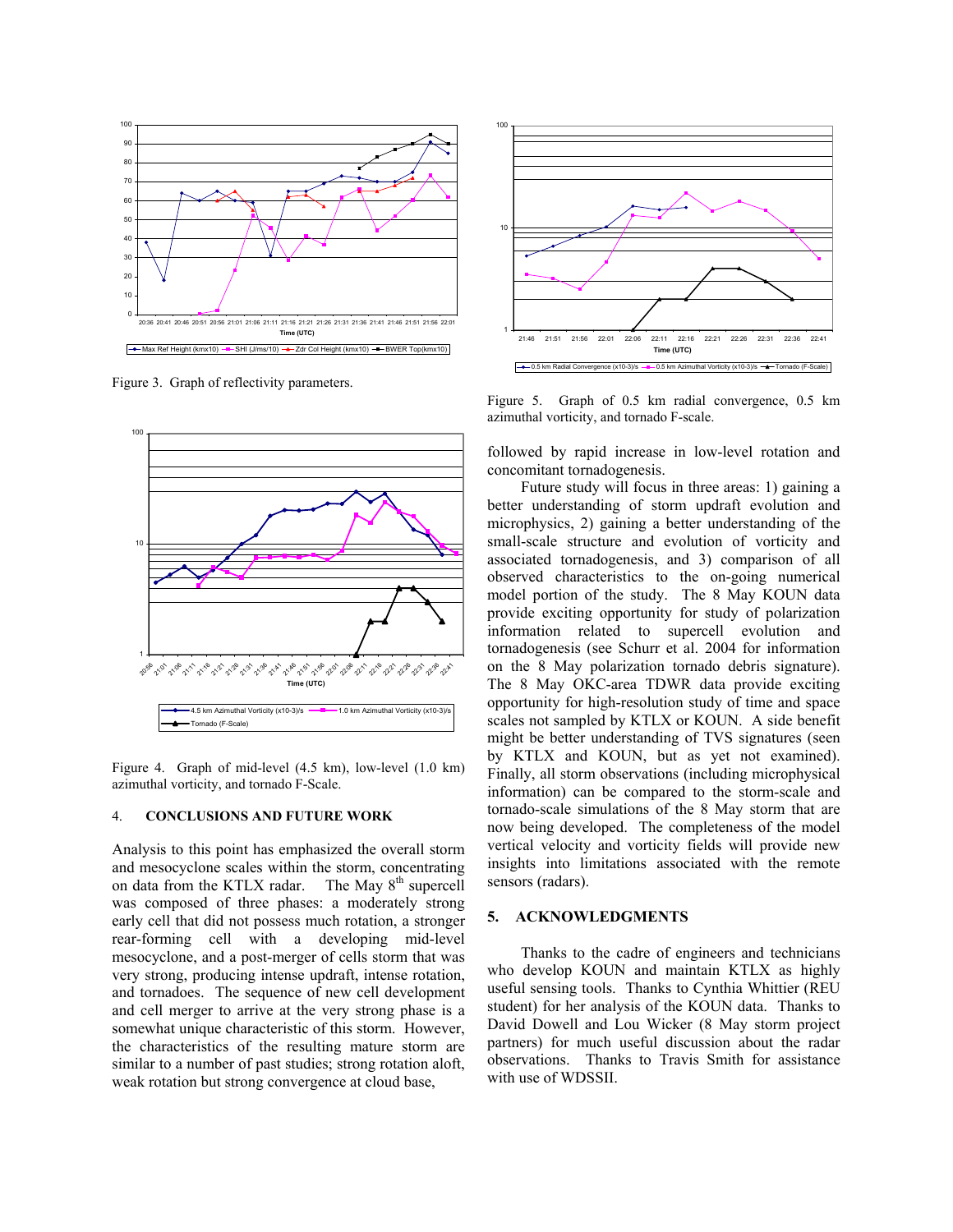Figure 3. Graph of reflectivity parameters.

Figure 4. Graph of mid-level (4.5 km), low-level (1.0 km) azimuthal vorticity, and tornado F-Scale.

## 4. CONCLUSIONS AND FUTURE WORK

Analysis to this point has emphasized the overall storm and mesocyclone scales within the storm, concentrating on data from the KTLX radar. The May 8th supercell was composed of three phases: a moderately strong early cell that did not possess much rotation, a stronger rear-forming cell with a developing mid-level mesocyclone, and a post-merger of cells storm that was very strong, producing intense updraft, intense rotation, and tornadoes. The sequence of new cell development and cell merger to arrive at the very strong phase is a somewhat unique characteristic of this storm. However, the characteristics of the resulting mature storm are similar to a number of past studies; strong rotation aloft, weak rotation but strong convergence at cloud base, followed by rapid increase in low-level rotation and concomitant tornadogenesis.

Figure 5. Graph of 0.5 km radial convergence, 0.5 km azimuthal vorticity, and tornado F-scale.

Future study will focus in three areas: 1) gaining a better understanding of storm updraft evolution and microphysics, 2) gaining a better understanding of the small-scale structure and evolution of vorticity and associated tornadogenesis, and 3) comparison of all observed characteristics to the on-going numerical model portion of the study. The 8 May KOUN data provide exciting opportunity for study of polarization information related to supercell evolution and tornadogenesis (see Schurr et al. 2004 for information on the 8 May polarization tornado debris signature). The 8 May OKC-area TDWR data provide exciting opportunity for high-resolution study of time and space scales not sampled by KTLX or KOUN. A side benefit might be better understanding of TVS signatures (seen by KTLX and KOUN, but as yet not examined). Finally, all storm observations (including microphysical information) can be compared to the storm-scale and tornado-scale simulations of the 8 May storm that are now being developed. The completeness of the model vertical velocity and vorticity fields will provide new insights into limitations associated with the remote sensors (radars).

## 5. ACKNOWLEDGMENTS

Thanks to the cadre of engineers and technicians who develop KOUN and maintain KTLX as highly useful sensing tools. Thanks to Cynthia Whittier (REU student) for her analysis of the KOUN data. Thanks to David Dowell and Lou Wicker (8 May storm project partners) for much useful discussion about the radar observations. Thanks to Travis Smith for assistance with use of WDSSII.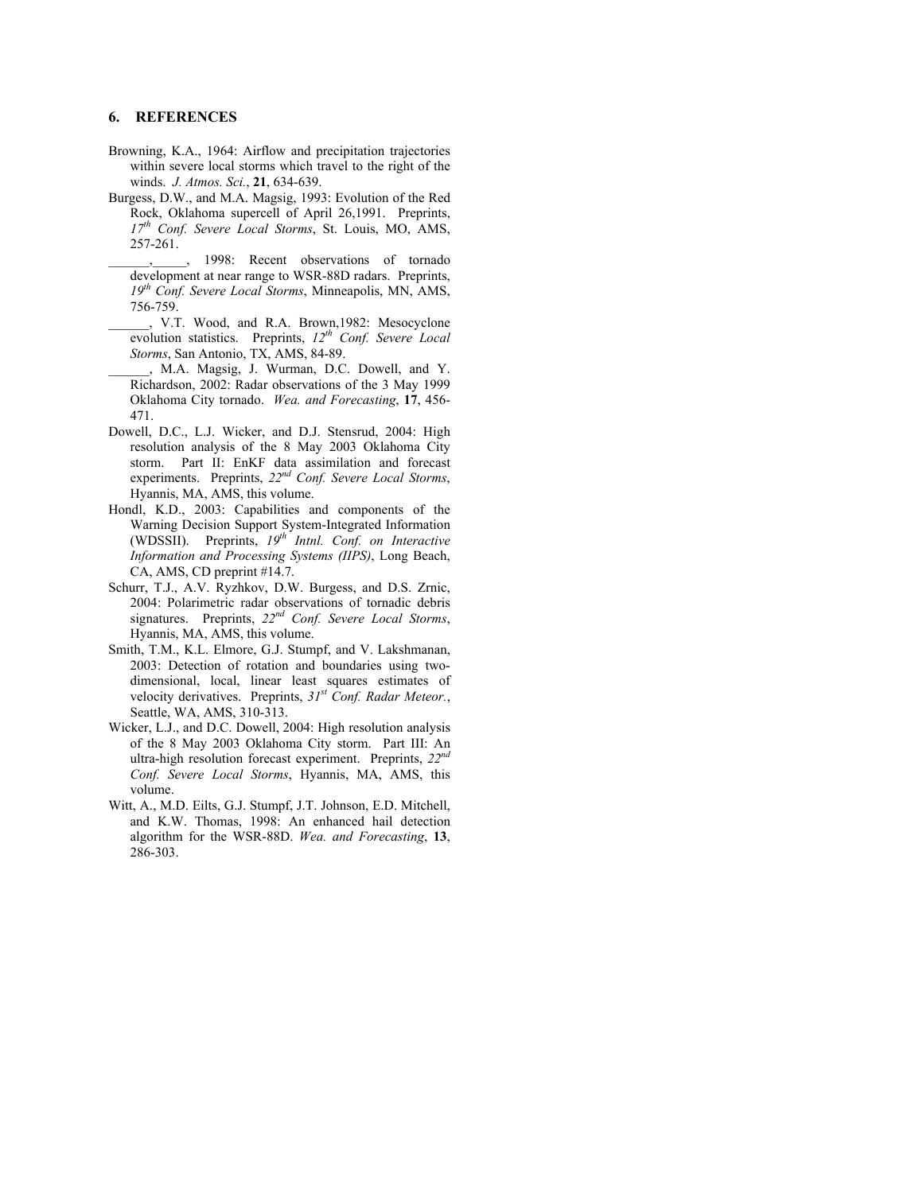## 6. REFERENCES

Browning, K.A., 1964: Airflow and precipitation trajectories within severe local storms which travel to the right of the winds. *J. Atmos. Sci.*, **21**, 634-639.

Burgess, D.W., and M.A. Magsig, 1993: Evolution of the Red Rock, Oklahoma supercell of April 26,1991. Preprints, *17th Conf. Severe Local Storms*, St. Louis, MO, AMS, 257-261.

______,_____, 1998: Recent observations of tornado development at near range to WSR-88D radars. Preprints, *19th Conf. Severe Local Storms*, Minneapolis, MN, AMS, 756-759.

______, V.T. Wood, and R.A. Brown,1982: Mesocyclone evolution statistics. Preprints, *12th Conf. Severe Local Storms*, San Antonio, TX, AMS, 84-89.

______, M.A. Magsig, J. Wurman, D.C. Dowell, and Y. Richardson, 2002: Radar observations of the 3 May 1999 Oklahoma City tornado. *Wea. and Forecasting*, **17**, 456-471.

Dowell, D.C., L.J. Wicker, and D.J. Stensrud, 2004: High resolution analysis of the 8 May 2003 Oklahoma City storm. Part II: EnKF data assimilation and forecast experiments. Preprints, *22nd Conf. Severe Local Storms*, Hyannis, MA, AMS, this volume.

Hondl, K.D., 2003: Capabilities and components of the Warning Decision Support System-Integrated Information (WDSSII). Preprints, *19th Intnl. Conf. on Interactive Information and Processing Systems (IIPS)*, Long Beach, CA, AMS, CD preprint #14.7.

Schurr, T.J., A.V. Ryzhkov, D.W. Burgess, and D.S. Zrnic, 2004: Polarimetric radar observations of tornadic debris signatures. Preprints, *22nd Conf. Severe Local Storms*, Hyannis, MA, AMS, this volume.

Smith, T.M., K.L. Elmore, G.J. Stumpf, and V. Lakshmanan, 2003: Detection of rotation and boundaries using two-dimensional, local, linear least squares estimates of velocity derivatives. Preprints, *31st Conf. Radar Meteor.*, Seattle, WA, AMS, 310-313.

Wicker, L.J., and D.C. Dowell, 2004: High resolution analysis of the 8 May 2003 Oklahoma City storm. Part III: An ultra-high resolution forecast experiment. Preprints, *22nd Conf. Severe Local Storms*, Hyannis, MA, AMS, this volume.

Witt, A., M.D. Eilts, G.J. Stumpf, J.T. Johnson, E.D. Mitchell, and K.W. Thomas, 1998: An enhanced hail detection algorithm for the WSR-88D. *Wea. and Forecasting*, **13**, 286-303.